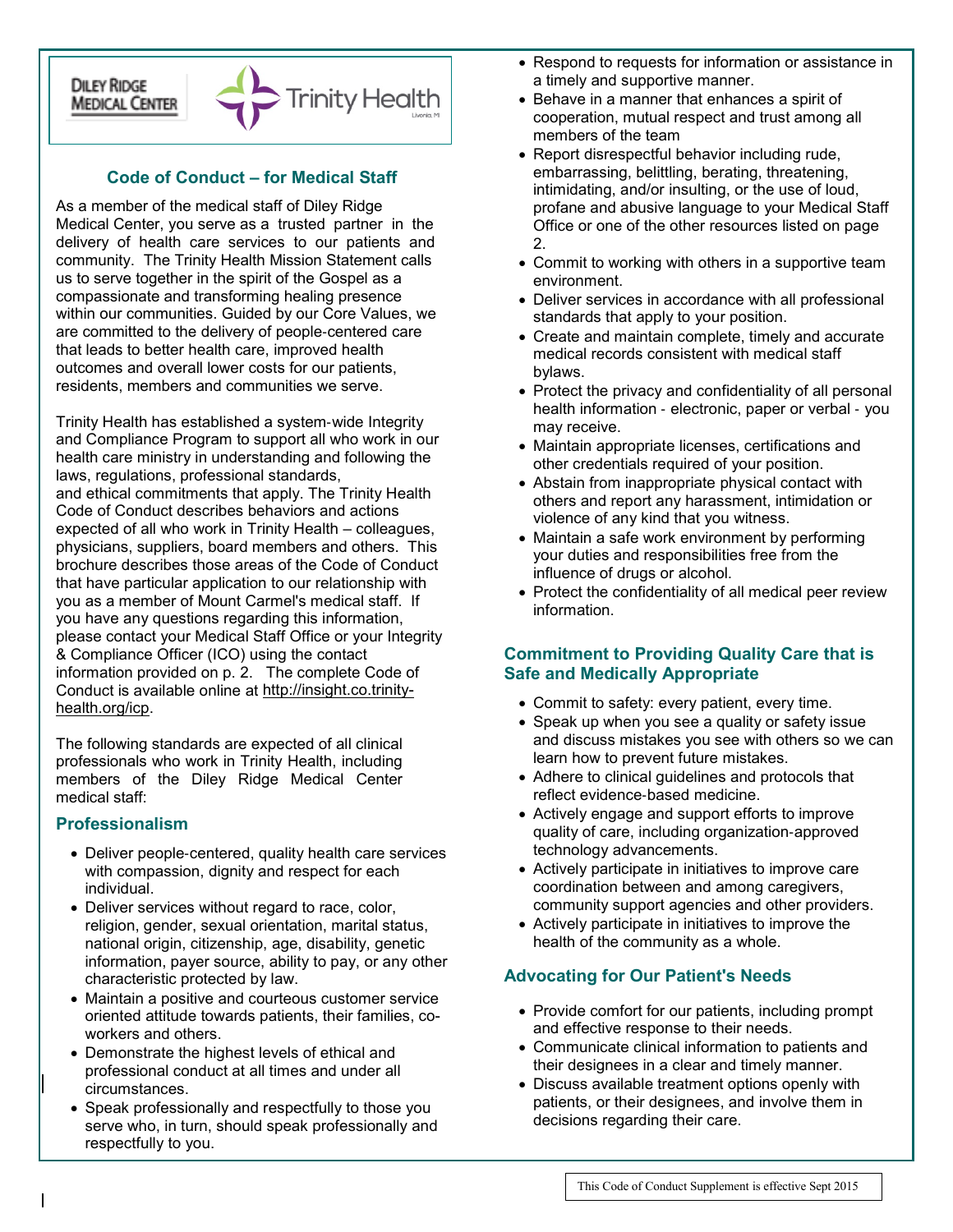DILEY RIDGE MEDICAL CENTER

Trinity Health

## Code of Conduct – for Medical Staff

As a member of the medical staff of Diley Ridge Medical Center, you serve as a trusted partner in the delivery of health care services to our patients and community. The Trinity Health Mission Statement calls us to serve together in the spirit of the Gospel as a compassionate and transforming healing presence within our communities. Guided by our Core Values, we are committed to the delivery of people-centered care that leads to better health care, improved health outcomes and overall lower costs for our patients, residents, members and communities we serve.

Trinity Health has established a system-wide Integrity and Compliance Program to support all who work in our health care ministry in understanding and following the laws, regulations, professional standards, and ethical commitments that apply. The Trinity Health Code of Conduct describes behaviors and actions expected of all who work in Trinity Health – colleagues, physicians, suppliers, board members and others. This brochure describes those areas of the Code of Conduct that have particular application to our relationship with you as a member of Mount Carmel's medical staff. If you have any questions regarding this information, please contact your Medical Staff Office or your Integrity & Compliance Officer (ICO) using the contact information provided on p. 2. The complete Code of Conduct is available online at http://insight.co.trinity-health.org/icp.

The following standards are expected of all clinical professionals who work in Trinity Health, including members of the Diley Ridge Medical Center medical staff:

### Professionalism

- Deliver people-centered, quality health care services with compassion, dignity and respect for each individual.
- Deliver services without regard to race, color, religion, gender, sexual orientation, marital status, national origin, citizenship, age, disability, genetic information, payer source, ability to pay, or any other characteristic protected by law.
- Maintain a positive and courteous customer service oriented attitude towards patients, their families, co-workers and others.
- Demonstrate the highest levels of ethical and professional conduct at all times and under all circumstances.
- Speak professionally and respectfully to those you serve who, in turn, should speak professionally and respectfully to you.
- Respond to requests for information or assistance in a timely and supportive manner.
- Behave in a manner that enhances a spirit of cooperation, mutual respect and trust among all members of the team
- Report disrespectful behavior including rude, embarrassing, belittling, berating, threatening, intimidating, and/or insulting, or the use of loud, profane and abusive language to your Medical Staff Office or one of the other resources listed on page 2.
- Commit to working with others in a supportive team environment.
- Deliver services in accordance with all professional standards that apply to your position.
- Create and maintain complete, timely and accurate medical records consistent with medical staff bylaws.
- Protect the privacy and confidentiality of all personal health information - electronic, paper or verbal - you may receive.
- Maintain appropriate licenses, certifications and other credentials required of your position.
- Abstain from inappropriate physical contact with others and report any harassment, intimidation or violence of any kind that you witness.
- Maintain a safe work environment by performing your duties and responsibilities free from the influence of drugs or alcohol.
- Protect the confidentiality of all medical peer review information.

### Commitment to Providing Quality Care that is Safe and Medically Appropriate

- Commit to safety: every patient, every time.
- Speak up when you see a quality or safety issue and discuss mistakes you see with others so we can learn how to prevent future mistakes.
- Adhere to clinical guidelines and protocols that reflect evidence-based medicine.
- Actively engage and support efforts to improve quality of care, including organization-approved technology advancements.
- Actively participate in initiatives to improve care coordination between and among caregivers, community support agencies and other providers.
- Actively participate in initiatives to improve the health of the community as a whole.

### Advocating for Our Patient's Needs

- Provide comfort for our patients, including prompt and effective response to their needs.
- Communicate clinical information to patients and their designees in a clear and timely manner.
- Discuss available treatment options openly with patients, or their designees, and involve them in decisions regarding their care.

This Code of Conduct Supplement is effective Sept 2015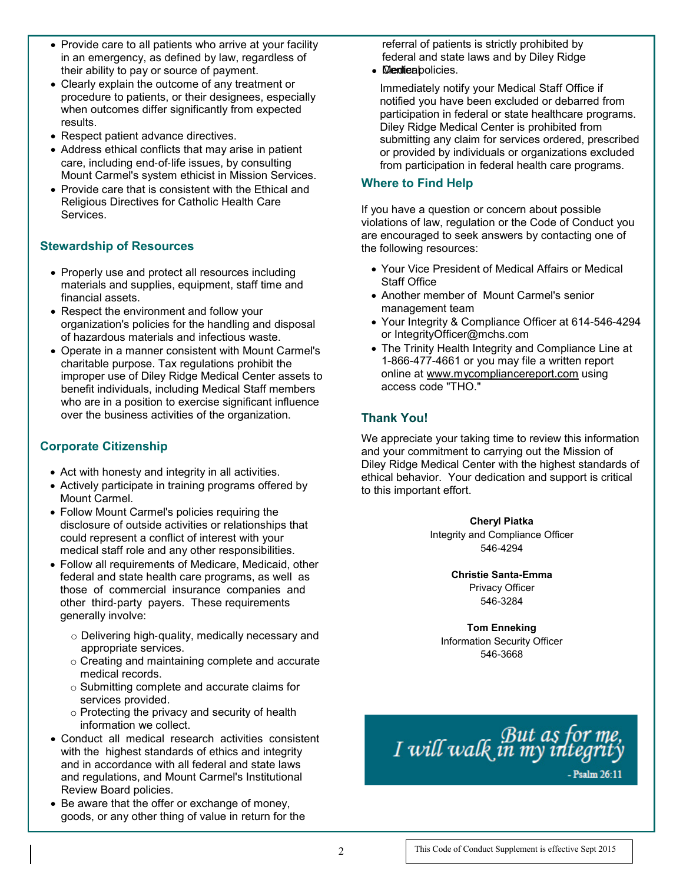- Provide care to all patients who arrive at your facility in an emergency, as defined by law, regardless of their ability to pay or source of payment.
- Clearly explain the outcome of any treatment or procedure to patients, or their designees, especially when outcomes differ significantly from expected results.
- Respect patient advance directives.
- Address ethical conflicts that may arise in patient care, including end-of-life issues, by consulting Mount Carmel's system ethicist in Mission Services.
- Provide care that is consistent with the Ethical and Religious Directives for Catholic Health Care Services.

### Stewardship of Resources

- Properly use and protect all resources including materials and supplies, equipment, staff time and financial assets.
- Respect the environment and follow your organization's policies for the handling and disposal of hazardous materials and infectious waste.
- Operate in a manner consistent with Mount Carmel's charitable purpose. Tax regulations prohibit the improper use of Diley Ridge Medical Center assets to benefit individuals, including Medical Staff members who are in a position to exercise significant influence over the business activities of the organization.

### Corporate Citizenship

- Act with honesty and integrity in all activities.
- Actively participate in training programs offered by Mount Carmel.
- Follow Mount Carmel's policies requiring the disclosure of outside activities or relationships that could represent a conflict of interest with your medical staff role and any other responsibilities.
- Follow all requirements of Medicare, Medicaid, other federal and state health care programs, as well as those of commercial insurance companies and other third-party payers. These requirements generally involve:
  - Delivering high-quality, medically necessary and appropriate services.
  - Creating and maintaining complete and accurate medical records.
  - Submitting complete and accurate claims for services provided.
  - Protecting the privacy and security of health information we collect.
- Conduct all medical research activities consistent with the highest standards of ethics and integrity and in accordance with all federal and state laws and regulations, and Mount Carmel's Institutional Review Board policies.
- Be aware that the offer or exchange of money, goods, or any other thing of value in return for the referral of patients is strictly prohibited by federal and state laws and by Diley Ridge Medical Center policies.
- Immediately notify your Medical Staff Office if notified you have been excluded or debarred from participation in federal or state healthcare programs. Diley Ridge Medical Center is prohibited from submitting any claim for services ordered, prescribed or provided by individuals or organizations excluded from participation in federal health care programs.

### Where to Find Help

If you have a question or concern about possible violations of law, regulation or the Code of Conduct you are encouraged to seek answers by contacting one of the following resources:

- Your Vice President of Medical Affairs or Medical Staff Office
- Another member of Mount Carmel's senior management team
- Your Integrity & Compliance Officer at 614-546-4294 or IntegrityOfficer@mchs.com
- The Trinity Health Integrity and Compliance Line at 1-866-477-4661 or you may file a written report online at www.mycompliancereport.com using access code "THO."

### Thank You!

We appreciate your taking time to review this information and your commitment to carrying out the Mission of Diley Ridge Medical Center with the highest standards of ethical behavior. Your dedication and support is critical to this important effort.

**Cheryl Piatka**
Integrity and Compliance Officer
546-4294

**Christie Santa-Emma**
Privacy Officer
546-3284

**Tom Enneking**
Information Security Officer
546-3668

*But as for me, I will walk in my integrity*
- Psalm 26:11

This Code of Conduct Supplement is effective Sept 2015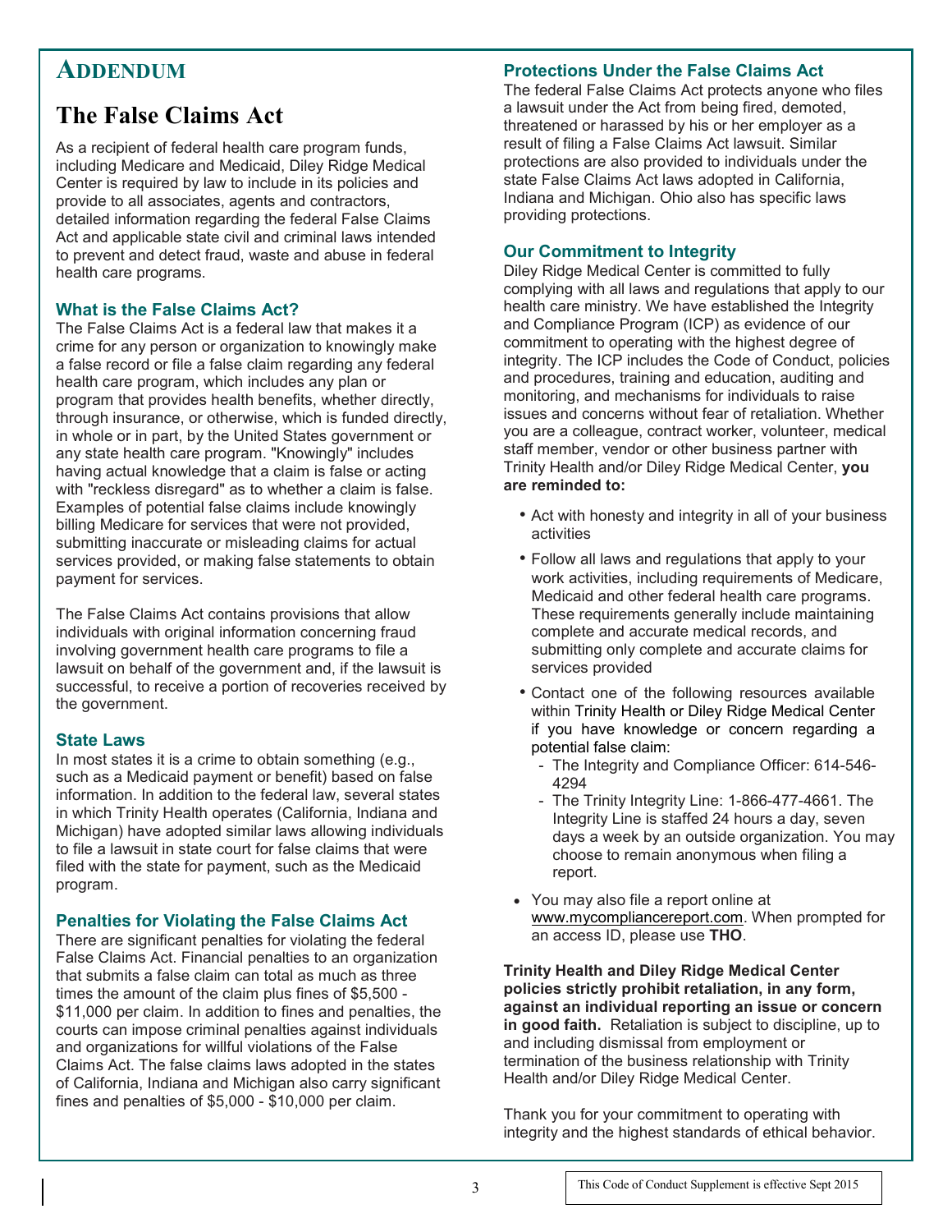# ADDENDUM

## The False Claims Act

As a recipient of federal health care program funds, including Medicare and Medicaid, Diley Ridge Medical Center is required by law to include in its policies and provide to all associates, agents and contractors, detailed information regarding the federal False Claims Act and applicable state civil and criminal laws intended to prevent and detect fraud, waste and abuse in federal health care programs.

### What is the False Claims Act?

The False Claims Act is a federal law that makes it a crime for any person or organization to knowingly make a false record or file a false claim regarding any federal health care program, which includes any plan or program that provides health benefits, whether directly, through insurance, or otherwise, which is funded directly, in whole or in part, by the United States government or any state health care program. "Knowingly" includes having actual knowledge that a claim is false or acting with "reckless disregard" as to whether a claim is false. Examples of potential false claims include knowingly billing Medicare for services that were not provided, submitting inaccurate or misleading claims for actual services provided, or making false statements to obtain payment for services.

The False Claims Act contains provisions that allow individuals with original information concerning fraud involving government health care programs to file a lawsuit on behalf of the government and, if the lawsuit is successful, to receive a portion of recoveries received by the government.

### State Laws

In most states it is a crime to obtain something (e.g., such as a Medicaid payment or benefit) based on false information. In addition to the federal law, several states in which Trinity Health operates (California, Indiana and Michigan) have adopted similar laws allowing individuals to file a lawsuit in state court for false claims that were filed with the state for payment, such as the Medicaid program.

### Penalties for Violating the False Claims Act

There are significant penalties for violating the federal False Claims Act. Financial penalties to an organization that submits a false claim can total as much as three times the amount of the claim plus fines of $5,500 - $11,000 per claim. In addition to fines and penalties, the courts can impose criminal penalties against individuals and organizations for willful violations of the False Claims Act. The false claims laws adopted in the states of California, Indiana and Michigan also carry significant fines and penalties of $5,000 - $10,000 per claim.

### Protections Under the False Claims Act

The federal False Claims Act protects anyone who files a lawsuit under the Act from being fired, demoted, threatened or harassed by his or her employer as a result of filing a False Claims Act lawsuit. Similar protections are also provided to individuals under the state False Claims Act laws adopted in California, Indiana and Michigan. Ohio also has specific laws providing protections.

### Our Commitment to Integrity

Diley Ridge Medical Center is committed to fully complying with all laws and regulations that apply to our health care ministry. We have established the Integrity and Compliance Program (ICP) as evidence of our commitment to operating with the highest degree of integrity. The ICP includes the Code of Conduct, policies and procedures, training and education, auditing and monitoring, and mechanisms for individuals to raise issues and concerns without fear of retaliation. Whether you are a colleague, contract worker, volunteer, medical staff member, vendor or other business partner with Trinity Health and/or Diley Ridge Medical Center, **you are reminded to:**

- Act with honesty and integrity in all of your business activities
- Follow all laws and regulations that apply to your work activities, including requirements of Medicare, Medicaid and other federal health care programs. These requirements generally include maintaining complete and accurate medical records, and submitting only complete and accurate claims for services provided
- Contact one of the following resources available within Trinity Health or Diley Ridge Medical Center if you have knowledge or concern regarding a potential false claim:
  - The Integrity and Compliance Officer: 614-546-4294
  - The Trinity Integrity Line: 1-866-477-4661. The Integrity Line is staffed 24 hours a day, seven days a week by an outside organization. You may choose to remain anonymous when filing a report.
- You may also file a report online at www.mycompliancereport.com. When prompted for an access ID, please use **THO**.

**Trinity Health and Diley Ridge Medical Center policies strictly prohibit retaliation, in any form, against an individual reporting an issue or concern in good faith.** Retaliation is subject to discipline, up to and including dismissal from employment or termination of the business relationship with Trinity Health and/or Diley Ridge Medical Center.

Thank you for your commitment to operating with integrity and the highest standards of ethical behavior.

This Code of Conduct Supplement is effective Sept 2015